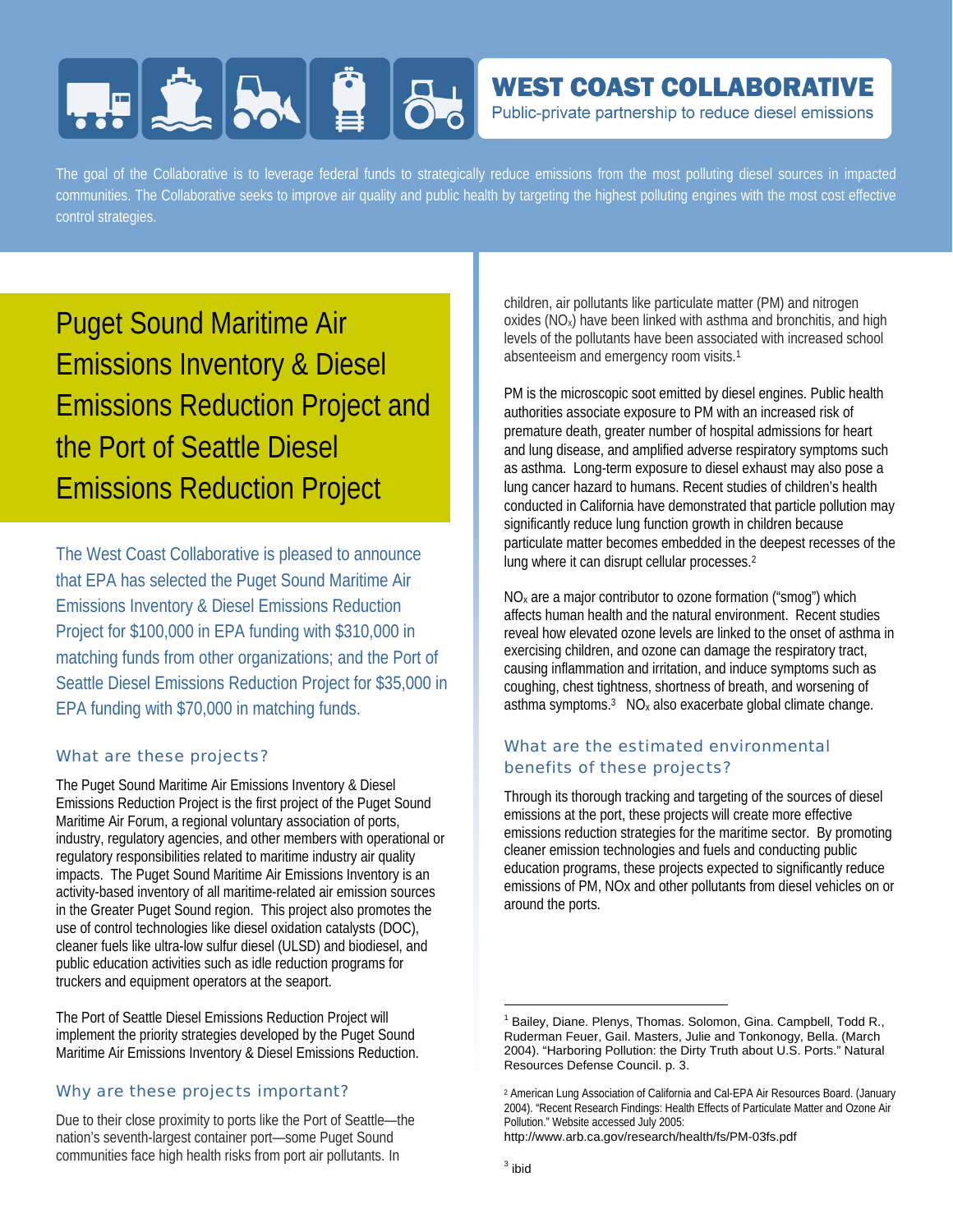**WEST COAST COLLABORATIVE**

Public-private partnership to reduce diesel emissions

The goal of the Collaborative is to leverage federal funds to strategically reduce emissions from the most polluting diesel sources in impacted communities. The Collaborative seeks to improve air quality and public health by targeting the highest polluting engines with the most cost effective control strategies.

# Puget Sound Maritime Air Emissions Inventory & Diesel Emissions Reduction Project and the Port of Seattle Diesel Emissions Reduction Project

The West Coast Collaborative is pleased to announce that EPA has selected the Puget Sound Maritime Air Emissions Inventory & Diesel Emissions Reduction Project for $100,000 in EPA funding with $310,000 in matching funds from other organizations; and the Port of Seattle Diesel Emissions Reduction Project for $35,000 in EPA funding with $70,000 in matching funds.

## What are these projects?

The Puget Sound Maritime Air Emissions Inventory & Diesel Emissions Reduction Project is the first project of the Puget Sound Maritime Air Forum, a regional voluntary association of ports, industry, regulatory agencies, and other members with operational or regulatory responsibilities related to maritime industry air quality impacts. The Puget Sound Maritime Air Emissions Inventory is an activity-based inventory of all maritime-related air emission sources in the Greater Puget Sound region. This project also promotes the use of control technologies like diesel oxidation catalysts (DOC), cleaner fuels like ultra-low sulfur diesel (ULSD) and biodiesel, and public education activities such as idle reduction programs for truckers and equipment operators at the seaport.

The Port of Seattle Diesel Emissions Reduction Project will implement the priority strategies developed by the Puget Sound Maritime Air Emissions Inventory & Diesel Emissions Reduction.

## Why are these projects important?

Due to their close proximity to ports like the Port of Seattle—the nation's seventh-largest container port—some Puget Sound communities face high health risks from port air pollutants. In children, air pollutants like particulate matter (PM) and nitrogen oxides ($NO_x$) have been linked with asthma and bronchitis, and high levels of the pollutants have been associated with increased school absenteeism and emergency room visits.[1]

PM is the microscopic soot emitted by diesel engines. Public health authorities associate exposure to PM with an increased risk of premature death, greater number of hospital admissions for heart and lung disease, and amplified adverse respiratory symptoms such as asthma. Long-term exposure to diesel exhaust may also pose a lung cancer hazard to humans. Recent studies of children's health conducted in California have demonstrated that particle pollution may significantly reduce lung function growth in children because particulate matter becomes embedded in the deepest recesses of the lung where it can disrupt cellular processes.[2]

$NO_x$ are a major contributor to ozone formation ("smog") which affects human health and the natural environment. Recent studies reveal how elevated ozone levels are linked to the onset of asthma in exercising children, and ozone can damage the respiratory tract, causing inflammation and irritation, and induce symptoms such as coughing, chest tightness, shortness of breath, and worsening of asthma symptoms.[3] $NO_x$ also exacerbate global climate change.

## What are the estimated environmental benefits of these projects?

Through its thorough tracking and targeting of the sources of diesel emissions at the port, these projects will create more effective emissions reduction strategies for the maritime sector. By promoting cleaner emission technologies and fuels and conducting public education programs, these projects expected to significantly reduce emissions of PM, NOx and other pollutants from diesel vehicles on or around the ports.

---

[1] Bailey, Diane. Plenys, Thomas. Solomon, Gina. Campbell, Todd R., Ruderman Feuer, Gail. Masters, Julie and Tonkonogy, Bella. (March 2004). "Harboring Pollution: the Dirty Truth about U.S. Ports." Natural Resources Defense Council. p. 3.

[2] American Lung Association of California and Cal-EPA Air Resources Board. (January 2004). "Recent Research Findings: Health Effects of Particulate Matter and Ozone Air Pollution." Website accessed July 2005: http://www.arb.ca.gov/research/health/fs/PM-03fs.pdf

[3] ibid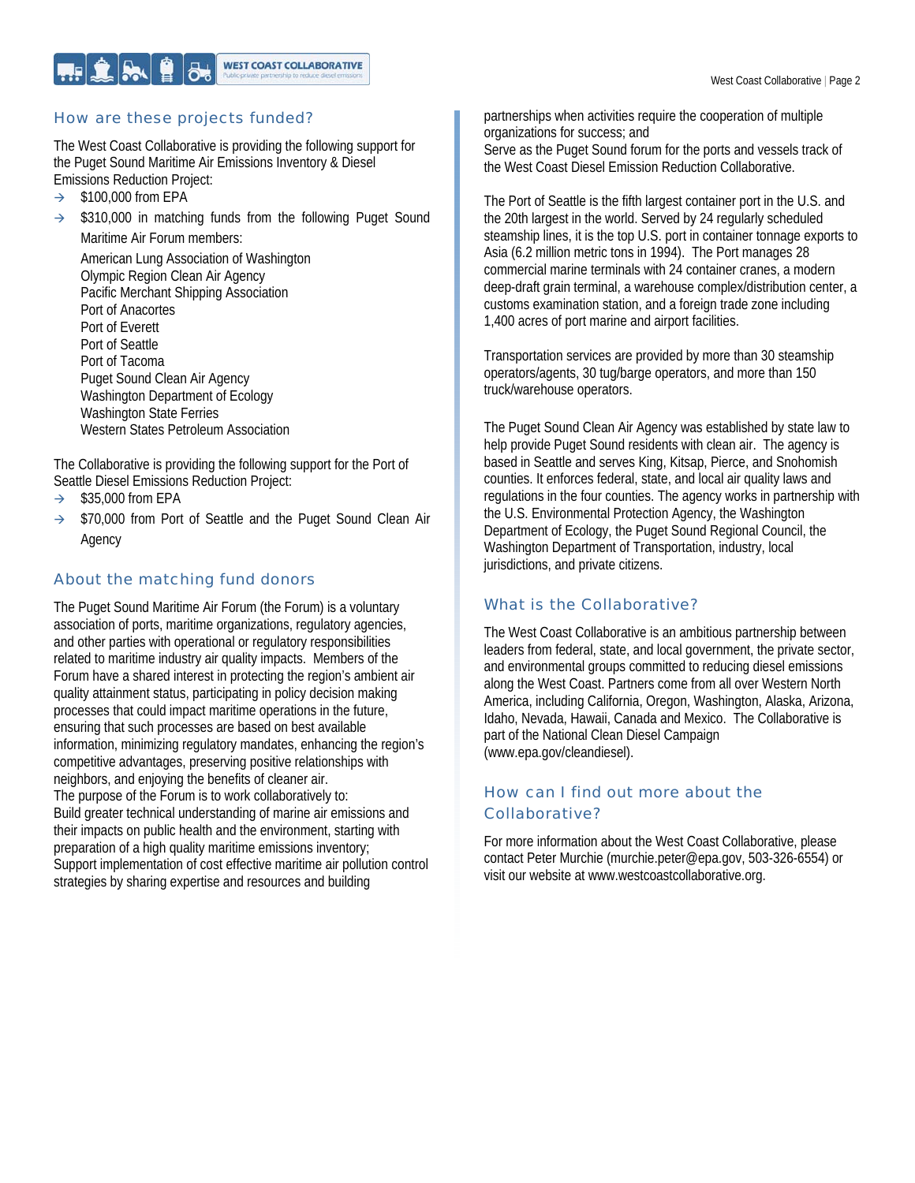## How are these projects funded?

The West Coast Collaborative is providing the following support for the Puget Sound Maritime Air Emissions Inventory & Diesel Emissions Reduction Project:

- $100,000 from EPA
- $310,000 in matching funds from the following Puget Sound Maritime Air Forum members:

  American Lung Association of Washington
  Olympic Region Clean Air Agency
  Pacific Merchant Shipping Association
  Port of Anacortes
  Port of Everett
  Port of Seattle
  Port of Tacoma
  Puget Sound Clean Air Agency
  Washington Department of Ecology
  Washington State Ferries
  Western States Petroleum Association

The Collaborative is providing the following support for the Port of Seattle Diesel Emissions Reduction Project:

- $35,000 from EPA
- $70,000 from Port of Seattle and the Puget Sound Clean Air Agency

## About the matching fund donors

The Puget Sound Maritime Air Forum (the Forum) is a voluntary association of ports, maritime organizations, regulatory agencies, and other parties with operational or regulatory responsibilities related to maritime industry air quality impacts. Members of the Forum have a shared interest in protecting the region's ambient air quality attainment status, participating in policy decision making processes that could impact maritime operations in the future, ensuring that such processes are based on best available information, minimizing regulatory mandates, enhancing the region's competitive advantages, preserving positive relationships with neighbors, and enjoying the benefits of cleaner air.

The purpose of the Forum is to work collaboratively to:

Build greater technical understanding of marine air emissions and their impacts on public health and the environment, starting with preparation of a high quality maritime emissions inventory;

Support implementation of cost effective maritime air pollution control strategies by sharing expertise and resources and building partnerships when activities require the cooperation of multiple organizations for success; and

Serve as the Puget Sound forum for the ports and vessels track of the West Coast Diesel Emission Reduction Collaborative.

The Port of Seattle is the fifth largest container port in the U.S. and the 20th largest in the world. Served by 24 regularly scheduled steamship lines, it is the top U.S. port in container tonnage exports to Asia (6.2 million metric tons in 1994). The Port manages 28 commercial marine terminals with 24 container cranes, a modern deep-draft grain terminal, a warehouse complex/distribution center, a customs examination station, and a foreign trade zone including 1,400 acres of port marine and airport facilities.

Transportation services are provided by more than 30 steamship operators/agents, 30 tug/barge operators, and more than 150 truck/warehouse operators.

The Puget Sound Clean Air Agency was established by state law to help provide Puget Sound residents with clean air. The agency is based in Seattle and serves King, Kitsap, Pierce, and Snohomish counties. It enforces federal, state, and local air quality laws and regulations in the four counties. The agency works in partnership with the U.S. Environmental Protection Agency, the Washington Department of Ecology, the Puget Sound Regional Council, the Washington Department of Transportation, industry, local jurisdictions, and private citizens.

## What is the Collaborative?

The West Coast Collaborative is an ambitious partnership between leaders from federal, state, and local government, the private sector, and environmental groups committed to reducing diesel emissions along the West Coast. Partners come from all over Western North America, including California, Oregon, Washington, Alaska, Arizona, Idaho, Nevada, Hawaii, Canada and Mexico. The Collaborative is part of the National Clean Diesel Campaign (www.epa.gov/cleandiesel).

## How can I find out more about the Collaborative?

For more information about the West Coast Collaborative, please contact Peter Murchie (murchie.peter@epa.gov, 503-326-6554) or visit our website at www.westcoastcollaborative.org.